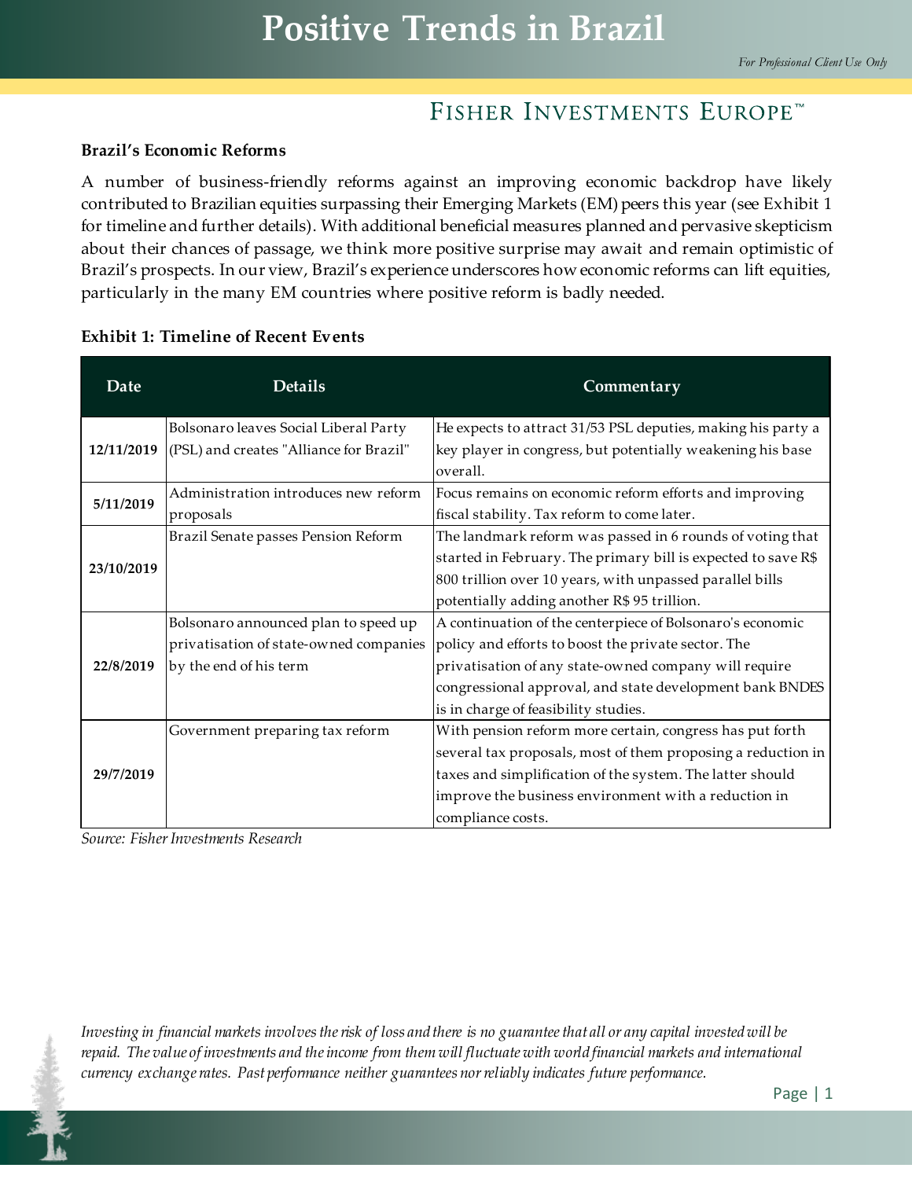# Positive Trends in Brazil

*For Professional Client Use Only*

FISHER INVESTMENTS EUROPE™

### Brazil's Economic Reforms

A number of business-friendly reforms against an improving economic backdrop have likely contributed to Brazilian equities surpassing their Emerging Markets (EM) peers this year (see Exhibit 1 for timeline and further details). With additional beneficial measures planned and pervasive skepticism about their chances of passage, we think more positive surprise may await and remain optimistic of Brazil's prospects. In our view, Brazil's experience underscores how economic reforms can lift equities, particularly in the many EM countries where positive reform is badly needed.

**Exhibit 1: Timeline of Recent Events**

| Date | Details | Commentary |
|---|---|---|
| **12/11/2019** | Bolsonaro leaves Social Liberal Party (PSL) and creates "Alliance for Brazil" | He expects to attract 31/53 PSL deputies, making his party a key player in congress, but potentially weakening his base overall. |
| **5/11/2019** | Administration introduces new reform proposals | Focus remains on economic reform efforts and improving fiscal stability. Tax reform to come later. |
| **23/10/2019** | Brazil Senate passes Pension Reform | The landmark reform was passed in 6 rounds of voting that started in February. The primary bill is expected to save R$ 800 trillion over 10 years, with unpassed parallel bills potentially adding another R$ 95 trillion. |
| **22/8/2019** | Bolsonaro announced plan to speed up privatisation of state-owned companies by the end of his term | A continuation of the centerpiece of Bolsonaro's economic policy and efforts to boost the private sector. The privatisation of any state-owned company will require congressional approval, and state development bank BNDES is in charge of feasibility studies. |
| **29/7/2019** | Government preparing tax reform | With pension reform more certain, congress has put forth several tax proposals, most of them proposing a reduction in taxes and simplification of the system. The latter should improve the business environment with a reduction in compliance costs. |

*Source: Fisher Investments Research*

*Investing in financial markets involves the risk of loss and there is no guarantee that all or any capital invested will be repaid. The value of investments and the income from them will fluctuate with world financial markets and international currency exchange rates. Past performance neither guarantees nor reliably indicates future performance.*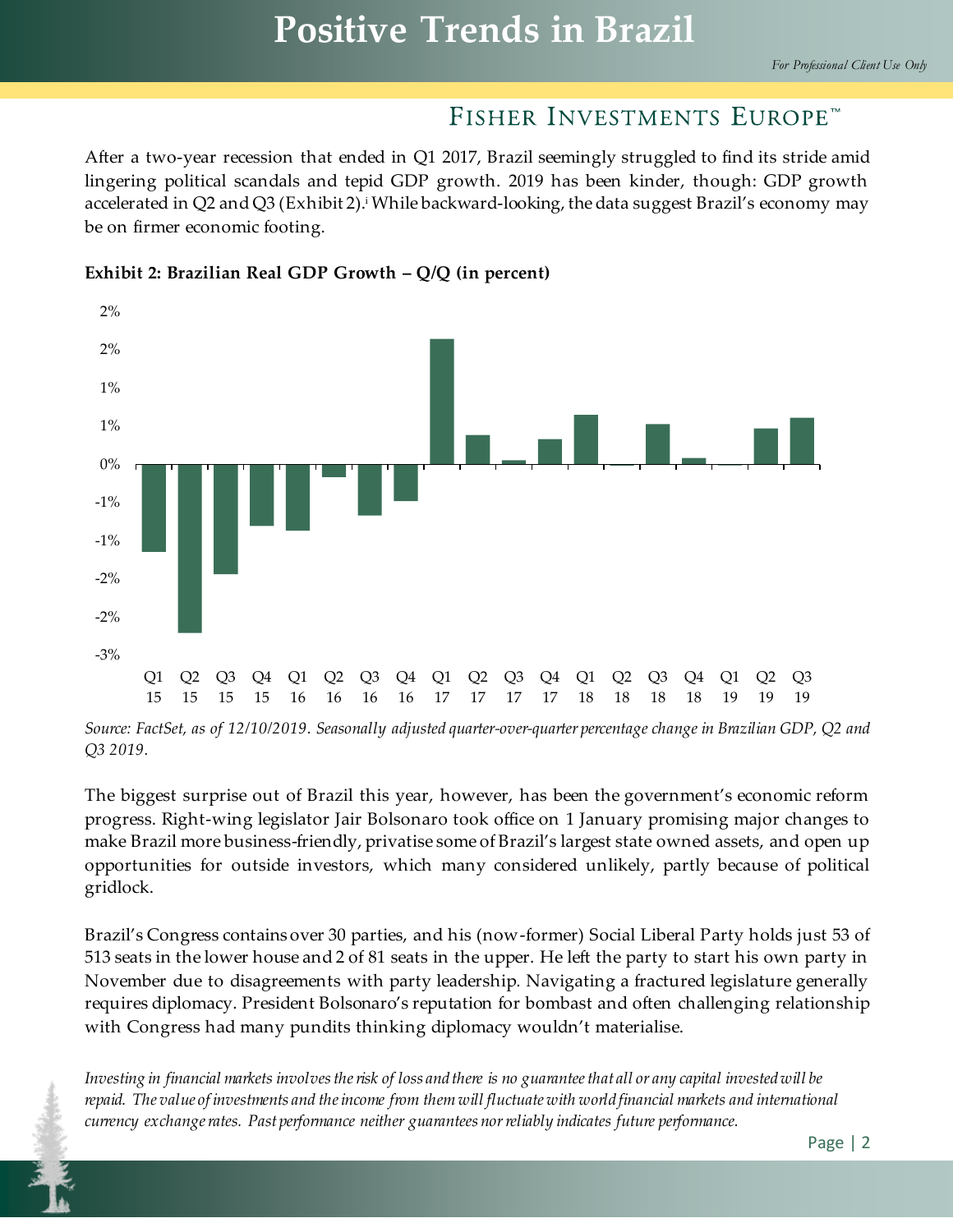# Positive Trends in Brazil

After a two-year recession that ended in Q1 2017, Brazil seemingly struggled to find its stride amid lingering political scandals and tepid GDP growth. 2019 has been kinder, though: GDP growth accelerated in Q2 and Q3 (Exhibit 2).[i] While backward-looking, the data suggest Brazil's economy may be on firmer economic footing.

**Exhibit 2: Brazilian Real GDP Growth – Q/Q (in percent)**

*Source: FactSet, as of 12/10/2019. Seasonally adjusted quarter-over-quarter percentage change in Brazilian GDP, Q2 and Q3 2019.*

The biggest surprise out of Brazil this year, however, has been the government's economic reform progress. Right-wing legislator Jair Bolsonaro took office on 1 January promising major changes to make Brazil more business-friendly, privatise some of Brazil's largest state owned assets, and open up opportunities for outside investors, which many considered unlikely, partly because of political gridlock.

Brazil's Congress contains over 30 parties, and his (now-former) Social Liberal Party holds just 53 of 513 seats in the lower house and 2 of 81 seats in the upper. He left the party to start his own party in November due to disagreements with party leadership. Navigating a fractured legislature generally requires diplomacy. President Bolsonaro's reputation for bombast and often challenging relationship with Congress had many pundits thinking diplomacy wouldn't materialise.

*Investing in financial markets involves the risk of loss and there is no guarantee that all or any capital invested will be repaid. The value of investments and the income from them will fluctuate with world financial markets and international currency exchange rates. Past performance neither guarantees nor reliably indicates future performance.*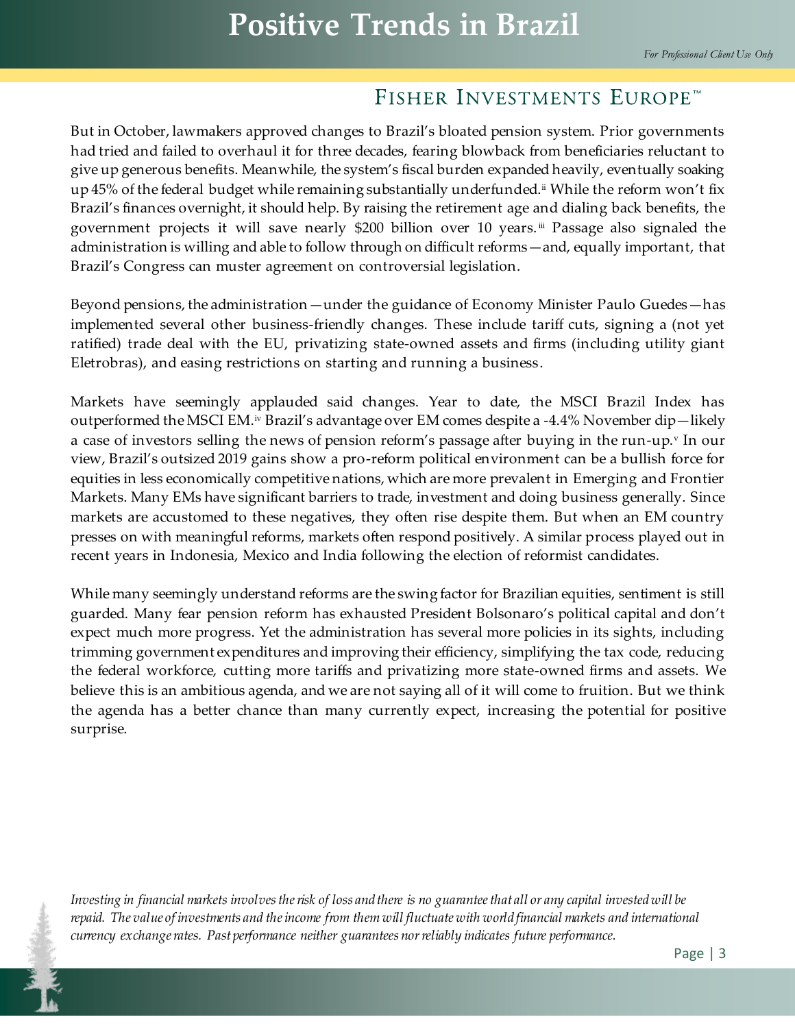But in October, lawmakers approved changes to Brazil's bloated pension system. Prior governments had tried and failed to overhaul it for three decades, fearing blowback from beneficiaries reluctant to give up generous benefits. Meanwhile, the system's fiscal burden expanded heavily, eventually soaking up 45% of the federal budget while remaining substantially underfunded.[ii] While the reform won't fix Brazil's finances overnight, it should help. By raising the retirement age and dialing back benefits, the government projects it will save nearly $200 billion over 10 years.[iii] Passage also signaled the administration is willing and able to follow through on difficult reforms—and, equally important, that Brazil's Congress can muster agreement on controversial legislation.

Beyond pensions, the administration—under the guidance of Economy Minister Paulo Guedes—has implemented several other business-friendly changes. These include tariff cuts, signing a (not yet ratified) trade deal with the EU, privatizing state-owned assets and firms (including utility giant Eletrobras), and easing restrictions on starting and running a business.

Markets have seemingly applauded said changes. Year to date, the MSCI Brazil Index has outperformed the MSCI EM.[iv] Brazil's advantage over EM comes despite a -4.4% November dip—likely a case of investors selling the news of pension reform's passage after buying in the run-up.[v] In our view, Brazil's outsized 2019 gains show a pro-reform political environment can be a bullish force for equities in less economically competitive nations, which are more prevalent in Emerging and Frontier Markets. Many EMs have significant barriers to trade, investment and doing business generally. Since markets are accustomed to these negatives, they often rise despite them. But when an EM country presses on with meaningful reforms, markets often respond positively. A similar process played out in recent years in Indonesia, Mexico and India following the election of reformist candidates.

While many seemingly understand reforms are the swing factor for Brazilian equities, sentiment is still guarded. Many fear pension reform has exhausted President Bolsonaro's political capital and don't expect much more progress. Yet the administration has several more policies in its sights, including trimming government expenditures and improving their efficiency, simplifying the tax code, reducing the federal workforce, cutting more tariffs and privatizing more state-owned firms and assets. We believe this is an ambitious agenda, and we are not saying all of it will come to fruition. But we think the agenda has a better chance than many currently expect, increasing the potential for positive surprise.

*Investing in financial markets involves the risk of loss and there is no guarantee that all or any capital invested will be repaid. The value of investments and the income from them will fluctuate with world financial markets and international currency exchange rates. Past performance neither guarantees nor reliably indicates future performance.*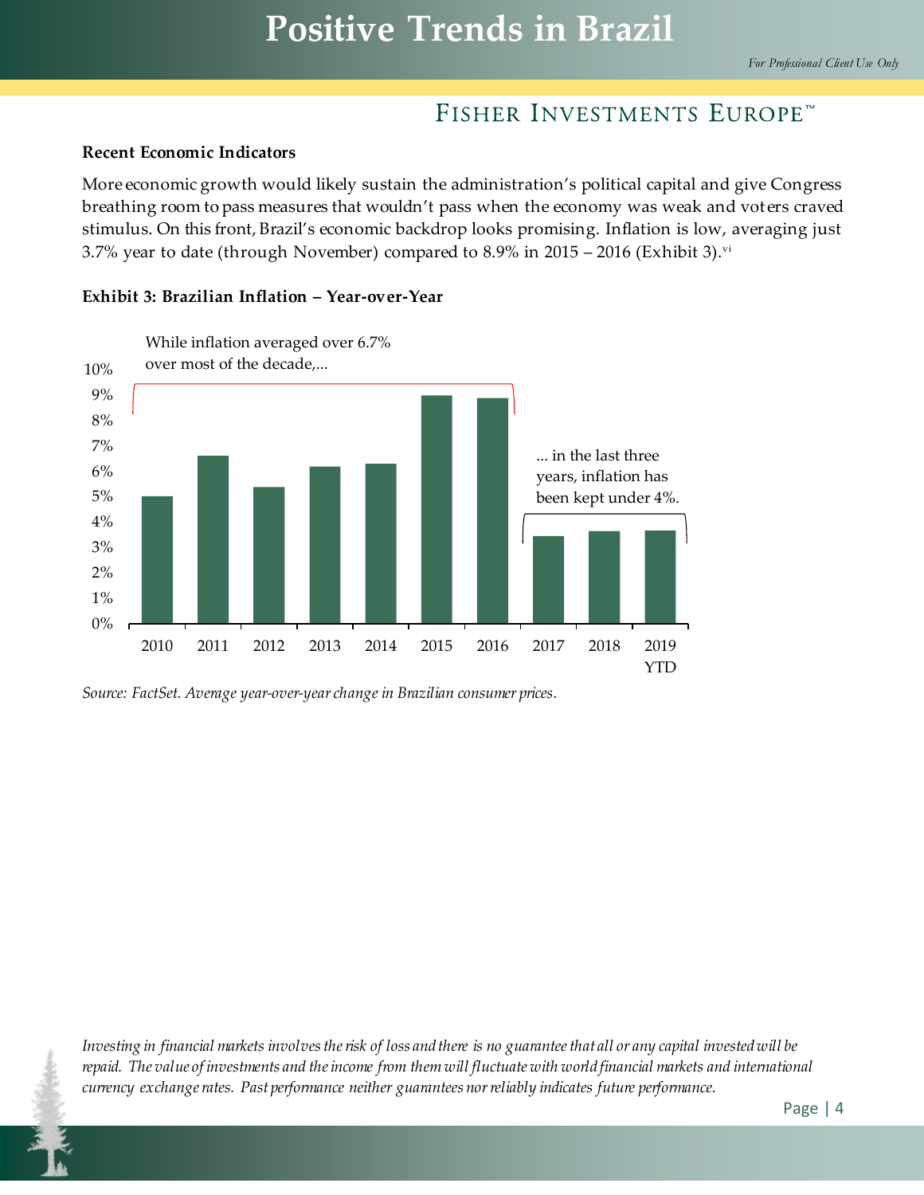**Recent Economic Indicators**

More economic growth would likely sustain the administration's political capital and give Congress breathing room to pass measures that wouldn't pass when the economy was weak and voters craved stimulus. On this front, Brazil's economic backdrop looks promising. Inflation is low, averaging just 3.7% year to date (through November) compared to 8.9% in 2015 – 2016 (Exhibit 3).[vi]

**Exhibit 3: Brazilian Inflation – Year-over-Year**

While inflation averaged over 6.7% over most of the decade,...

... in the last three years, inflation has been kept under 4%.

*Source: FactSet. Average year-over-year change in Brazilian consumer prices.*

*Investing in financial markets involves the risk of loss and there is no guarantee that all or any capital invested will be repaid. The value of investments and the income from them will fluctuate with world financial markets and international currency exchange rates. Past performance neither guarantees nor reliably indicates future performance.*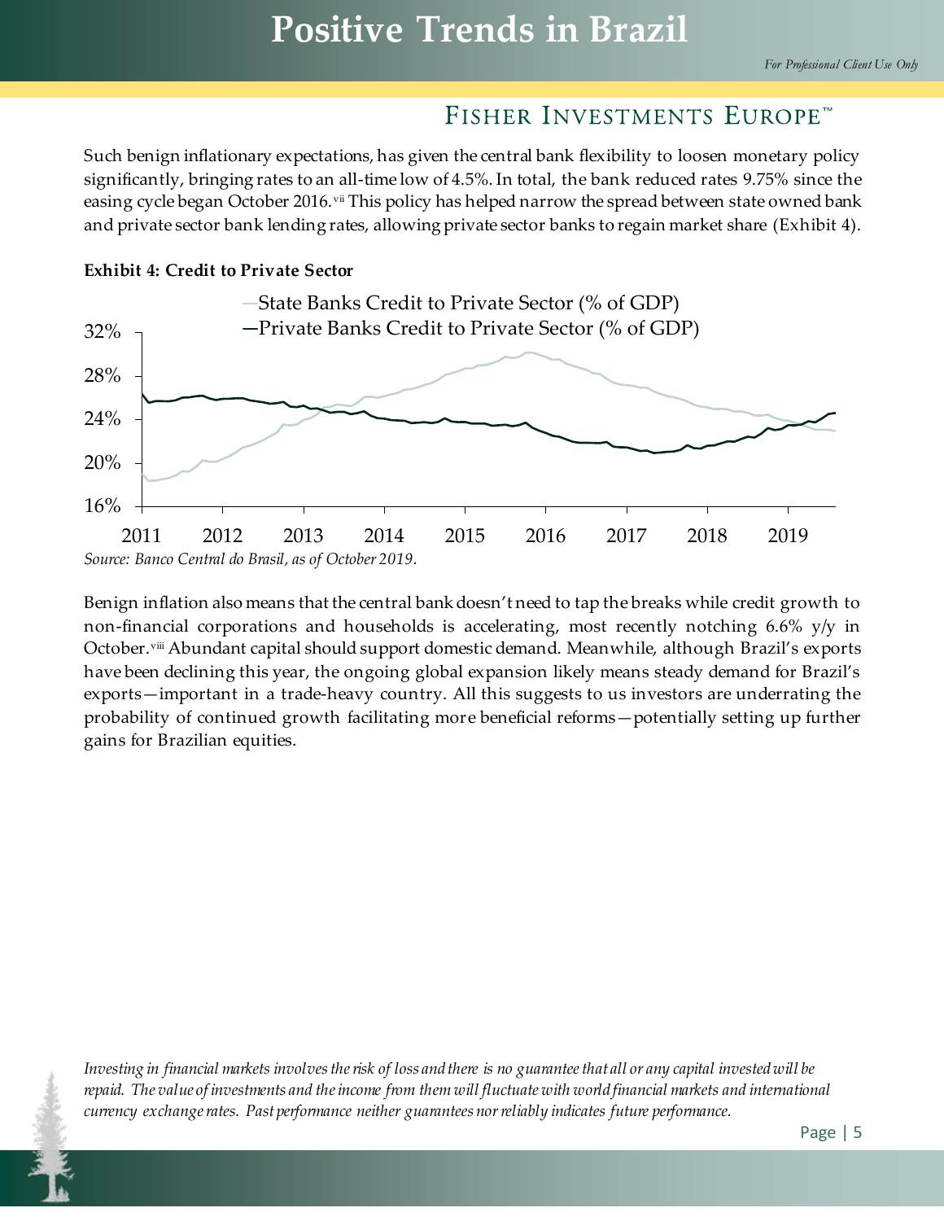Such benign inflationary expectations, has given the central bank flexibility to loosen monetary policy significantly, bringing rates to an all-time low of 4.5%. In total, the bank reduced rates 9.75% since the easing cycle began October 2016.[vii] This policy has helped narrow the spread between state owned bank and private sector bank lending rates, allowing private sector banks to regain market share (Exhibit 4).

**Exhibit 4: Credit to Private Sector**

*Source: Banco Central do Brasil, as of October 2019.*

Benign inflation also means that the central bank doesn't need to tap the breaks while credit growth to non-financial corporations and households is accelerating, most recently notching 6.6% y/y in October.[viii] Abundant capital should support domestic demand. Meanwhile, although Brazil's exports have been declining this year, the ongoing global expansion likely means steady demand for Brazil's exports—important in a trade-heavy country. All this suggests to us investors are underrating the probability of continued growth facilitating more beneficial reforms—potentially setting up further gains for Brazilian equities.

*Investing in financial markets involves the risk of loss and there is no guarantee that all or any capital invested will be repaid. The value of investments and the income from them will fluctuate with world financial markets and international currency exchange rates. Past performance neither guarantees nor reliably indicates future performance.*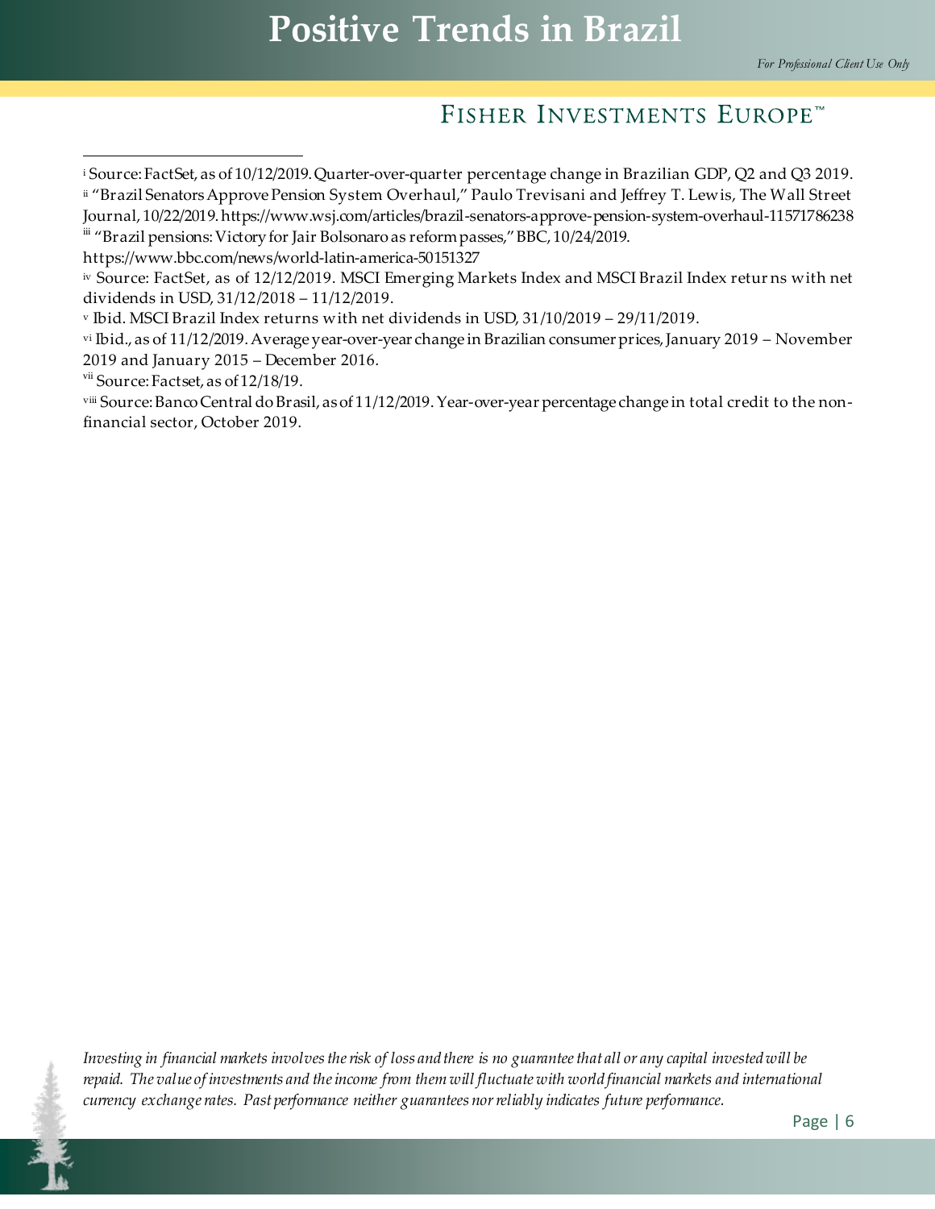[i] Source: FactSet, as of 10/12/2019. Quarter-over-quarter percentage change in Brazilian GDP, Q2 and Q3 2019.

[ii] "Brazil Senators Approve Pension System Overhaul," Paulo Trevisani and Jeffrey T. Lewis, The Wall Street Journal, 10/22/2019. https://www.wsj.com/articles/brazil-senators-approve-pension-system-overhaul-11571786238

[iii] "Brazil pensions: Victory for Jair Bolsonaro as reform passes," BBC, 10/24/2019. https://www.bbc.com/news/world-latin-america-50151327

[iv] Source: FactSet, as of 12/12/2019. MSCI Emerging Markets Index and MSCI Brazil Index returns with net dividends in USD, 31/12/2018 – 11/12/2019.

[v] Ibid. MSCI Brazil Index returns with net dividends in USD, 31/10/2019 – 29/11/2019.

[vi] Ibid., as of 11/12/2019. Average year-over-year change in Brazilian consumer prices, January 2019 – November 2019 and January 2015 – December 2016.

[vii] Source: Factset, as of 12/18/19.

[viii] Source: Banco Central do Brasil, as of 11/12/2019. Year-over-year percentage change in total credit to the non-financial sector, October 2019.

*Investing in financial markets involves the risk of loss and there is no guarantee that all or any capital invested will be repaid. The value of investments and the income from them will fluctuate with world financial markets and international currency exchange rates. Past performance neither guarantees nor reliably indicates future performance.*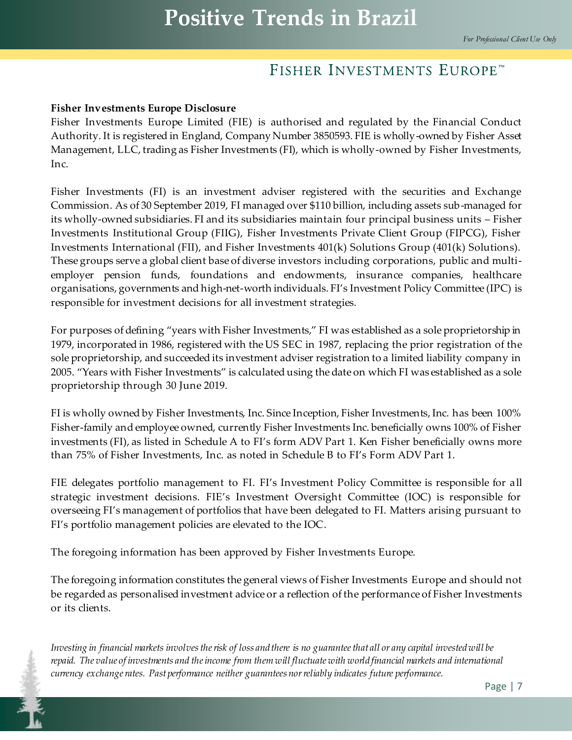**Fisher Investments Europe Disclosure**

Fisher Investments Europe Limited (FIE) is authorised and regulated by the Financial Conduct Authority. It is registered in England, Company Number 3850593. FIE is wholly-owned by Fisher Asset Management, LLC, trading as Fisher Investments (FI), which is wholly-owned by Fisher Investments, Inc.

Fisher Investments (FI) is an investment adviser registered with the securities and Exchange Commission. As of 30 September 2019, FI managed over $110 billion, including assets sub-managed for its wholly-owned subsidiaries. FI and its subsidiaries maintain four principal business units – Fisher Investments Institutional Group (FIIG), Fisher Investments Private Client Group (FIPCG), Fisher Investments International (FII), and Fisher Investments 401(k) Solutions Group (401(k) Solutions). These groups serve a global client base of diverse investors including corporations, public and multi-employer pension funds, foundations and endowments, insurance companies, healthcare organisations, governments and high-net-worth individuals. FI's Investment Policy Committee (IPC) is responsible for investment decisions for all investment strategies.

For purposes of defining "years with Fisher Investments," FI was established as a sole proprietorship in 1979, incorporated in 1986, registered with the US SEC in 1987, replacing the prior registration of the sole proprietorship, and succeeded its investment adviser registration to a limited liability company in 2005. "Years with Fisher Investments" is calculated using the date on which FI was established as a sole proprietorship through 30 June 2019.

FI is wholly owned by Fisher Investments, Inc. Since Inception, Fisher Investments, Inc. has been 100% Fisher-family and employee owned, currently Fisher Investments Inc. beneficially owns 100% of Fisher investments (FI), as listed in Schedule A to FI's form ADV Part 1. Ken Fisher beneficially owns more than 75% of Fisher Investments, Inc. as noted in Schedule B to FI's Form ADV Part 1.

FIE delegates portfolio management to FI. FI's Investment Policy Committee is responsible for all strategic investment decisions. FIE's Investment Oversight Committee (IOC) is responsible for overseeing FI's management of portfolios that have been delegated to FI. Matters arising pursuant to FI's portfolio management policies are elevated to the IOC.

The foregoing information has been approved by Fisher Investments Europe.

The foregoing information constitutes the general views of Fisher Investments Europe and should not be regarded as personalised investment advice or a reflection of the performance of Fisher Investments or its clients.

*Investing in financial markets involves the risk of loss and there is no guarantee that all or any capital invested will be repaid. The value of investments and the income from them will fluctuate with world financial markets and international currency exchange rates. Past performance neither guarantees nor reliably indicates future performance.*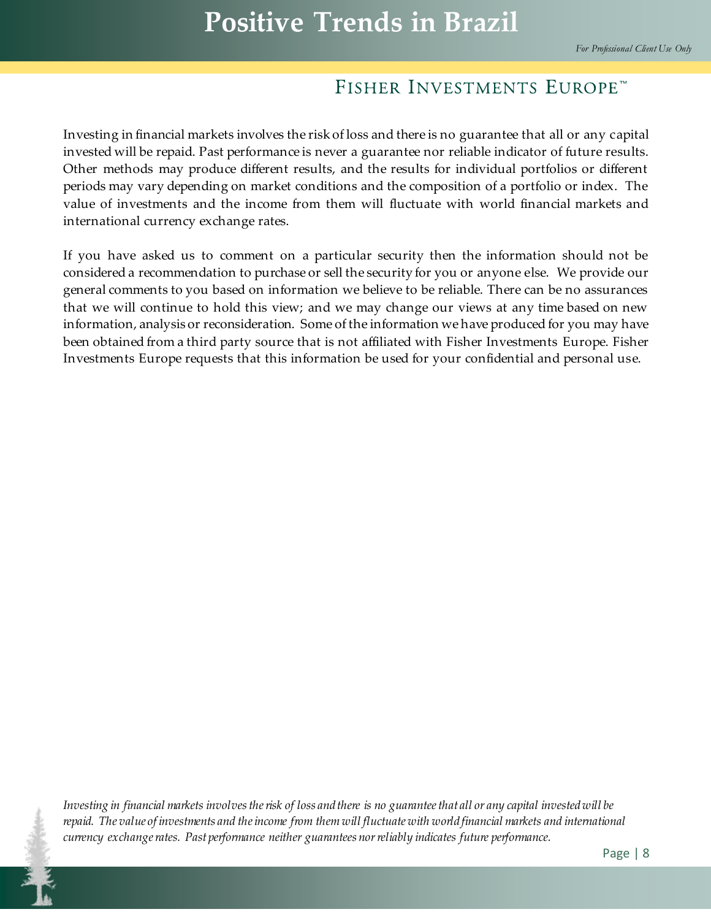Investing in financial markets involves the risk of loss and there is no guarantee that all or any capital invested will be repaid. Past performance is never a guarantee nor reliable indicator of future results. Other methods may produce different results, and the results for individual portfolios or different periods may vary depending on market conditions and the composition of a portfolio or index. The value of investments and the income from them will fluctuate with world financial markets and international currency exchange rates.

If you have asked us to comment on a particular security then the information should not be considered a recommendation to purchase or sell the security for you or anyone else. We provide our general comments to you based on information we believe to be reliable. There can be no assurances that we will continue to hold this view; and we may change our views at any time based on new information, analysis or reconsideration. Some of the information we have produced for you may have been obtained from a third party source that is not affiliated with Fisher Investments Europe. Fisher Investments Europe requests that this information be used for your confidential and personal use.